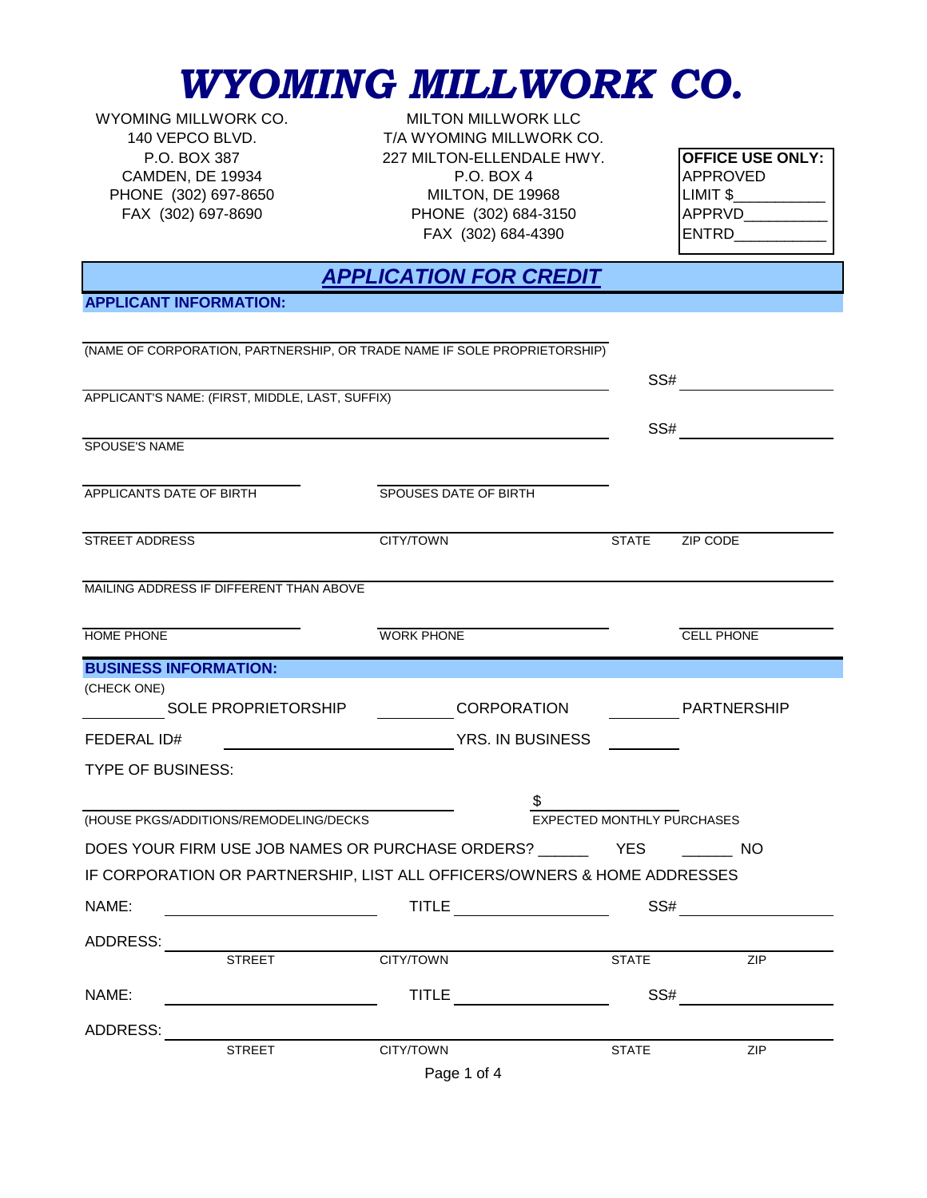# WYOMING MILLWORK CO.

WYOMING MILLWORK CO.
140 VEPCO BLVD.
P.O. BOX 387
CAMDEN, DE 19934
PHONE (302) 697-8650
FAX (302) 697-8690

MILTON MILLWORK LLC
T/A WYOMING MILLWORK CO.
227 MILTON-ELLENDALE HWY.
P.O. BOX 4
MILTON, DE 19968
PHONE (302) 684-3150
FAX (302) 684-4390

**OFFICE USE ONLY:**
APPROVED
LIMIT $__________
APPRVD__________
ENTRD__________

## *APPLICATION FOR CREDIT*

### APPLICANT INFORMATION:

______________________________________________
(NAME OF CORPORATION, PARTNERSHIP, OR TRADE NAME IF SOLE PROPRIETORSHIP)

______________________________________________ SS# ______________
APPLICANT'S NAME: (FIRST, MIDDLE, LAST, SUFFIX)

______________________________________________ SS# ______________
SPOUSE'S NAME

______________________ ______________________
APPLICANTS DATE OF BIRTH SPOUSES DATE OF BIRTH

______________________ ______________________ ________ ______________
STREET ADDRESS CITY/TOWN STATE ZIP CODE

______________________________________________
MAILING ADDRESS IF DIFFERENT THAN ABOVE

______________________ ______________________ ______________
HOME PHONE WORK PHONE CELL PHONE

### BUSINESS INFORMATION:

(CHECK ONE)
________ SOLE PROPRIETORSHIP ________ CORPORATION ________ PARTNERSHIP

FEDERAL ID# ______________________ YRS. IN BUSINESS ________

TYPE OF BUSINESS:

______________________________________________ $ ______________
(HOUSE PKGS/ADDITIONS/REMODELING/DECKS) EXPECTED MONTHLY PURCHASES

DOES YOUR FIRM USE JOB NAMES OR PURCHASE ORDERS? ______ YES ______ NO

IF CORPORATION OR PARTNERSHIP, LIST ALL OFFICERS/OWNERS & HOME ADDRESSES

NAME: ______________________ TITLE ______________ SS# ______________

ADDRESS: ______________________ ______________________ ________ ________
STREET CITY/TOWN STATE ZIP

NAME: ______________________ TITLE ______________ SS# ______________

ADDRESS: ______________________ ______________________ ________ ________
STREET CITY/TOWN STATE ZIP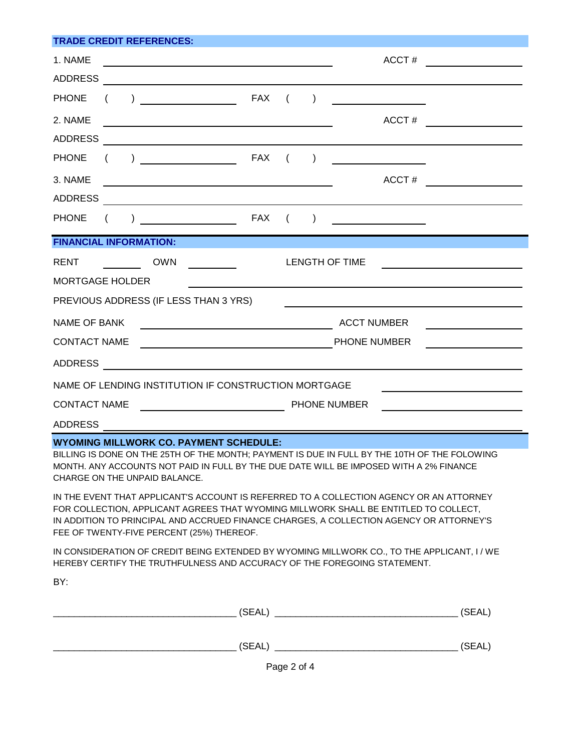## TRADE CREDIT REFERENCES:

1. NAME ______________________________ ACCT # ______________

ADDRESS ____________________________________________________

PHONE ( ) ______________ FAX ( ) ______________

2. NAME ______________________________ ACCT # ______________

ADDRESS ____________________________________________________

PHONE ( ) ______________ FAX ( ) ______________

3. NAME ______________________________ ACCT # ______________

ADDRESS ____________________________________________________

PHONE ( ) ______________ FAX ( ) ______________

## FINANCIAL INFORMATION:

RENT ________ OWN ________ LENGTH OF TIME ______________

MORTGAGE HOLDER ____________________________________________

PREVIOUS ADDRESS (IF LESS THAN 3 YRS) ______________________

NAME OF BANK ______________________________ ACCT NUMBER ______________

CONTACT NAME ______________________________ PHONE NUMBER ______________

ADDRESS ____________________________________________________

NAME OF LENDING INSTITUTION IF CONSTRUCTION MORTGAGE ______________

CONTACT NAME ______________________ PHONE NUMBER ______________

ADDRESS ____________________________________________________

## WYOMING MILLWORK CO. PAYMENT SCHEDULE:

BILLING IS DONE ON THE 25TH OF THE MONTH; PAYMENT IS DUE IN FULL BY THE 10TH OF THE FOLOWING MONTH. ANY ACCOUNTS NOT PAID IN FULL BY THE DUE DATE WILL BE IMPOSED WITH A 2% FINANCE CHARGE ON THE UNPAID BALANCE.

IN THE EVENT THAT APPLICANT'S ACCOUNT IS REFERRED TO A COLLECTION AGENCY OR AN ATTORNEY FOR COLLECTION, APPLICANT AGREES THAT WYOMING MILLWORK SHALL BE ENTITLED TO COLLECT, IN ADDITION TO PRINCIPAL AND ACCRUED FINANCE CHARGES, A COLLECTION AGENCY OR ATTORNEY'S FEE OF TWENTY-FIVE PERCENT (25%) THEREOF.

IN CONSIDERATION OF CREDIT BEING EXTENDED BY WYOMING MILLWORK CO., TO THE APPLICANT, I / WE HEREBY CERTIFY THE TRUTHFULNESS AND ACCURACY OF THE FOREGOING STATEMENT.

BY:

__________________________________ (SEAL) __________________________________ (SEAL)

__________________________________ (SEAL) __________________________________ (SEAL)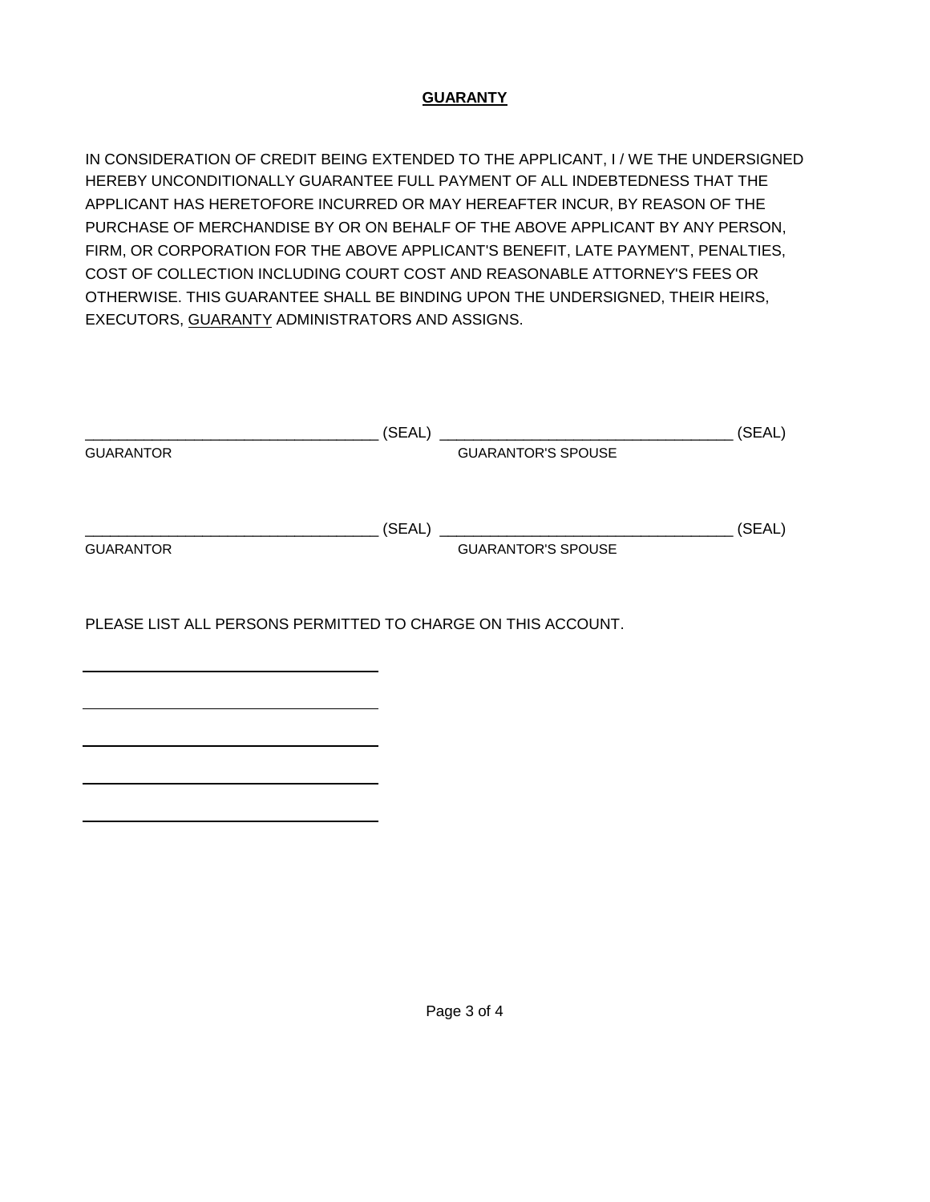**GUARANTY**

IN CONSIDERATION OF CREDIT BEING EXTENDED TO THE APPLICANT, I / WE THE UNDERSIGNED HEREBY UNCONDITIONALLY GUARANTEE FULL PAYMENT OF ALL INDEBTEDNESS THAT THE APPLICANT HAS HERETOFORE INCURRED OR MAY HEREAFTER INCUR, BY REASON OF THE PURCHASE OF MERCHANDISE BY OR ON BEHALF OF THE ABOVE APPLICANT BY ANY PERSON, FIRM, OR CORPORATION FOR THE ABOVE APPLICANT'S BENEFIT, LATE PAYMENT, PENALTIES, COST OF COLLECTION INCLUDING COURT COST AND REASONABLE ATTORNEY'S FEES OR OTHERWISE. THIS GUARANTEE SHALL BE BINDING UPON THE UNDERSIGNED, THEIR HEIRS, EXECUTORS, GUARANTY ADMINISTRATORS AND ASSIGNS.

| | |
|---|---|
| ___________________________________ (SEAL) | ___________________________________ (SEAL) |
| GUARANTOR | GUARANTOR'S SPOUSE |
| ___________________________________ (SEAL) | ___________________________________ (SEAL) |
| GUARANTOR | GUARANTOR'S SPOUSE |

PLEASE LIST ALL PERSONS PERMITTED TO CHARGE ON THIS ACCOUNT.

___________________________________

___________________________________

___________________________________

___________________________________

___________________________________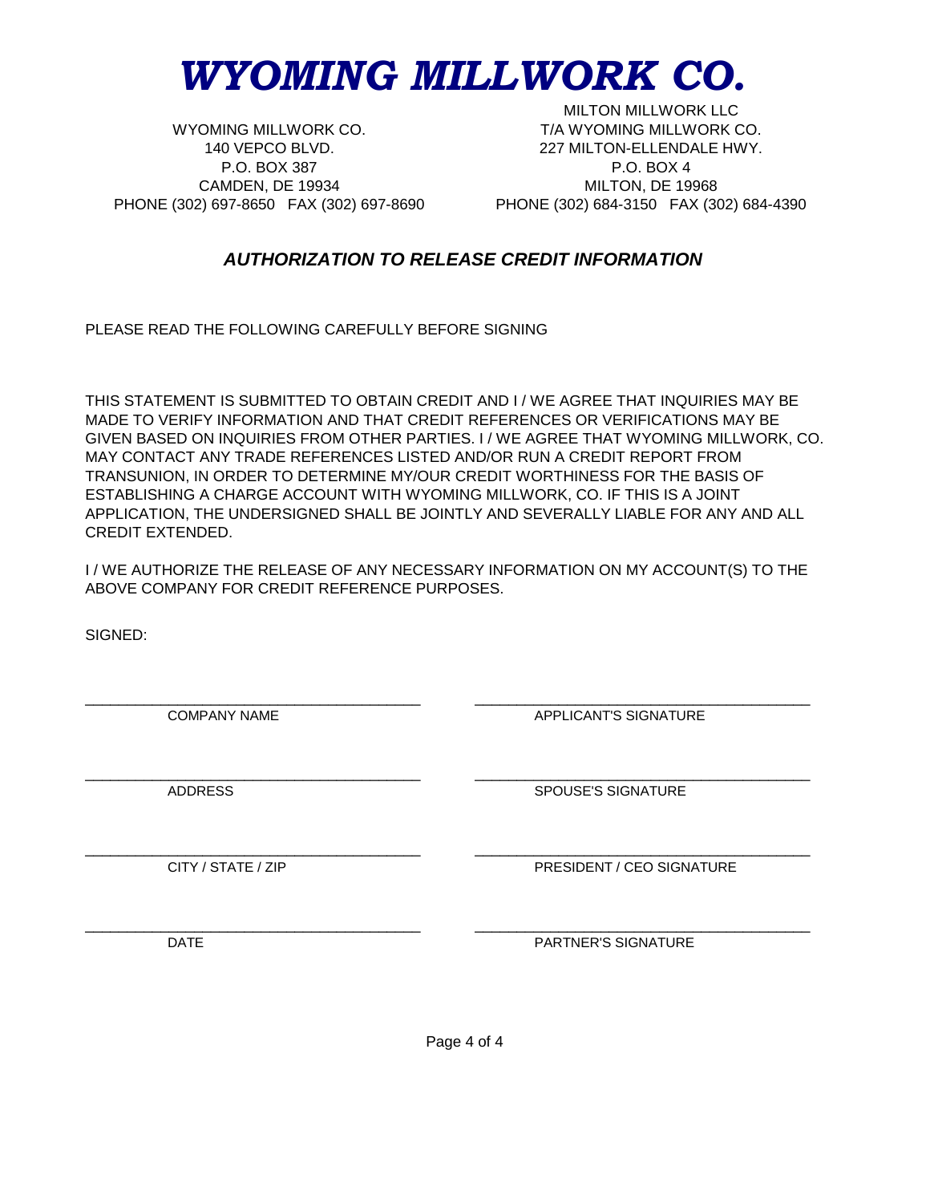# *WYOMING MILLWORK CO.*

WYOMING MILLWORK CO.
140 VEPCO BLVD.
P.O. BOX 387
CAMDEN, DE 19934
PHONE (302) 697-8650   FAX (302) 697-8690

MILTON MILLWORK LLC
T/A WYOMING MILLWORK CO.
227 MILTON-ELLENDALE HWY.
P.O. BOX 4
MILTON, DE 19968
PHONE (302) 684-3150   FAX (302) 684-4390

## *AUTHORIZATION TO RELEASE CREDIT INFORMATION*

PLEASE READ THE FOLLOWING CAREFULLY BEFORE SIGNING

THIS STATEMENT IS SUBMITTED TO OBTAIN CREDIT AND I / WE AGREE THAT INQUIRIES MAY BE MADE TO VERIFY INFORMATION AND THAT CREDIT REFERENCES OR VERIFICATIONS MAY BE GIVEN BASED ON INQUIRIES FROM OTHER PARTIES. I / WE AGREE THAT WYOMING MILLWORK, CO. MAY CONTACT ANY TRADE REFERENCES LISTED AND/OR RUN A CREDIT REPORT FROM TRANSUNION, IN ORDER TO DETERMINE MY/OUR CREDIT WORTHINESS FOR THE BASIS OF ESTABLISHING A CHARGE ACCOUNT WITH WYOMING MILLWORK, CO. IF THIS IS A JOINT APPLICATION, THE UNDERSIGNED SHALL BE JOINTLY AND SEVERALLY LIABLE FOR ANY AND ALL CREDIT EXTENDED.

I / WE AUTHORIZE THE RELEASE OF ANY NECESSARY INFORMATION ON MY ACCOUNT(S) TO THE ABOVE COMPANY FOR CREDIT REFERENCE PURPOSES.

SIGNED:

| | |
|---|---|
| ______________________________ | ______________________________ |
| COMPANY NAME | APPLICANT'S SIGNATURE |
| ______________________________ | ______________________________ |
| ADDRESS | SPOUSE'S SIGNATURE |
| ______________________________ | ______________________________ |
| CITY / STATE / ZIP | PRESIDENT / CEO SIGNATURE |
| ______________________________ | ______________________________ |
| DATE | PARTNER'S SIGNATURE |